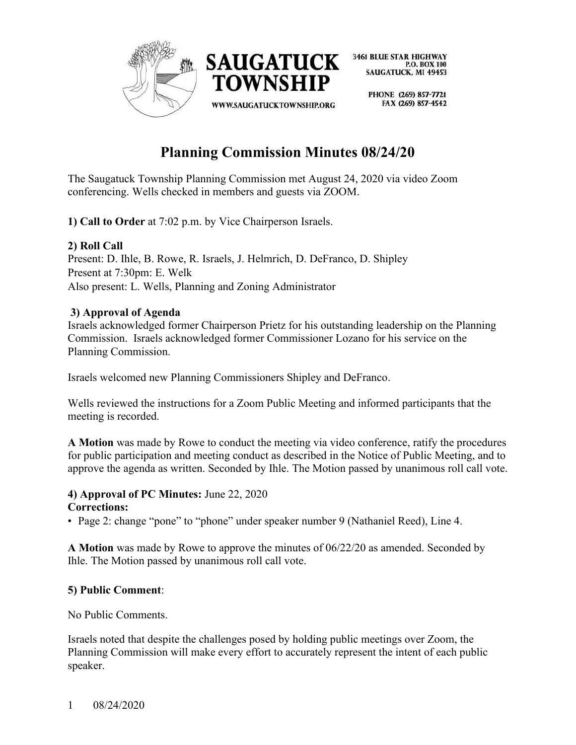SAUGATUCK TOWNSHIP

WWW.SAUGATUCKTOWNSHIP.ORG

3461 BLUE STAR HIGHWAY
P.O. BOX 100
SAUGATUCK, MI 49453

PHONE (269) 857-7721
FAX (269) 857-4542

# Planning Commission Minutes 08/24/20

The Saugatuck Township Planning Commission met August 24, 2020 via video Zoom conferencing. Wells checked in members and guests via ZOOM.

**1) Call to Order** at 7:02 p.m. by Vice Chairperson Israels.

**2) Roll Call**
Present: D. Ihle, B. Rowe, R. Israels, J. Helmrich, D. DeFranco, D. Shipley
Present at 7:30pm: E. Welk
Also present: L. Wells, Planning and Zoning Administrator

**3) Approval of Agenda**
Israels acknowledged former Chairperson Prietz for his outstanding leadership on the Planning Commission. Israels acknowledged former Commissioner Lozano for his service on the Planning Commission.

Israels welcomed new Planning Commissioners Shipley and DeFranco.

Wells reviewed the instructions for a Zoom Public Meeting and informed participants that the meeting is recorded.

**A Motion** was made by Rowe to conduct the meeting via video conference, ratify the procedures for public participation and meeting conduct as described in the Notice of Public Meeting, and to approve the agenda as written. Seconded by Ihle. The Motion passed by unanimous roll call vote.

**4) Approval of PC Minutes:** June 22, 2020
**Corrections:**
- Page 2: change "pone" to "phone" under speaker number 9 (Nathaniel Reed), Line 4.

**A Motion** was made by Rowe to approve the minutes of 06/22/20 as amended. Seconded by Ihle. The Motion passed by unanimous roll call vote.

**5) Public Comment**:

No Public Comments.

Israels noted that despite the challenges posed by holding public meetings over Zoom, the Planning Commission will make every effort to accurately represent the intent of each public speaker.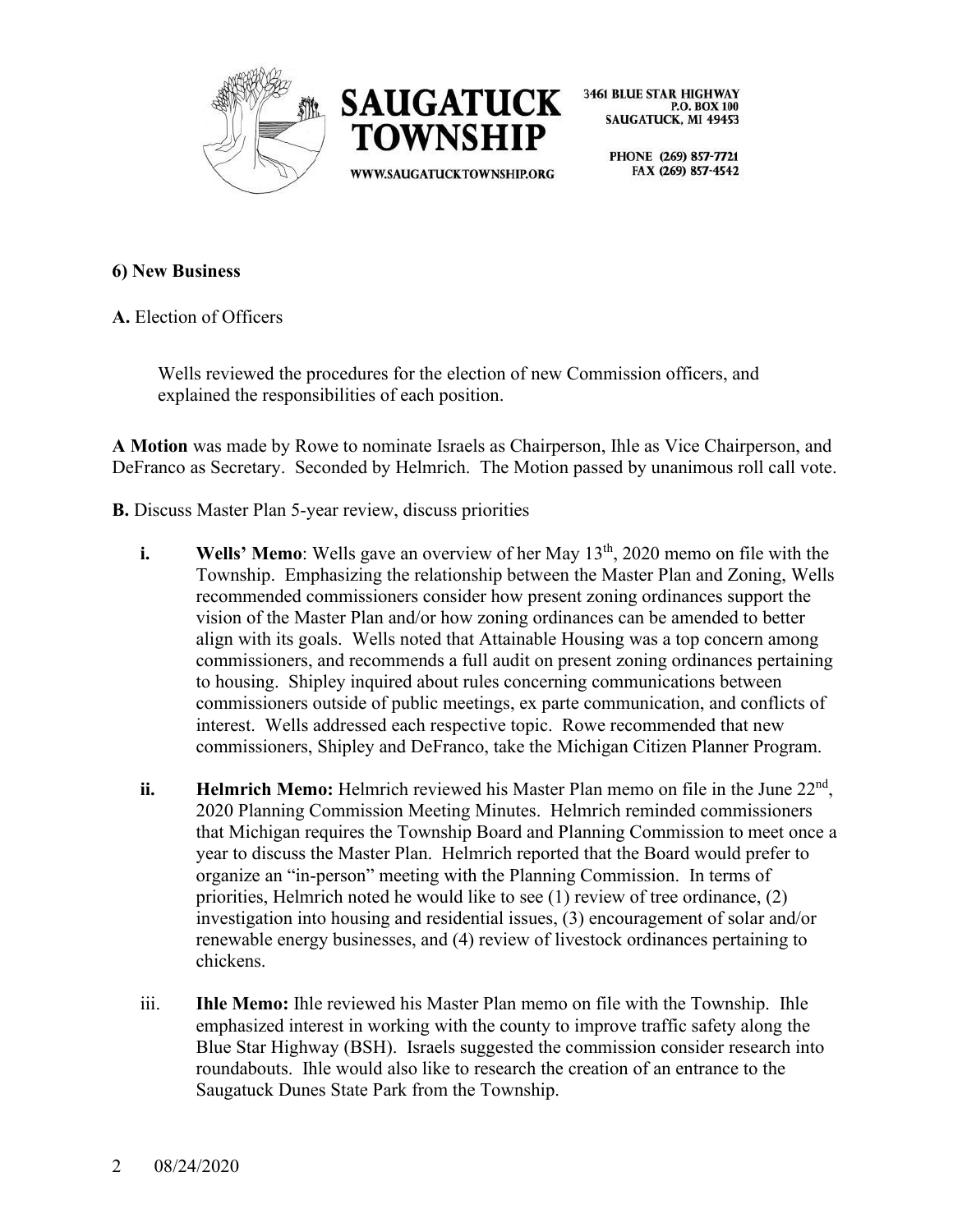**6) New Business**

**A.** Election of Officers

Wells reviewed the procedures for the election of new Commission officers, and explained the responsibilities of each position.

**A Motion** was made by Rowe to nominate Israels as Chairperson, Ihle as Vice Chairperson, and DeFranco as Secretary. Seconded by Helmrich. The Motion passed by unanimous roll call vote.

**B.** Discuss Master Plan 5-year review, discuss priorities

i. **Wells' Memo**: Wells gave an overview of her May 13th, 2020 memo on file with the Township. Emphasizing the relationship between the Master Plan and Zoning, Wells recommended commissioners consider how present zoning ordinances support the vision of the Master Plan and/or how zoning ordinances can be amended to better align with its goals. Wells noted that Attainable Housing was a top concern among commissioners, and recommends a full audit on present zoning ordinances pertaining to housing. Shipley inquired about rules concerning communications between commissioners outside of public meetings, ex parte communication, and conflicts of interest. Wells addressed each respective topic. Rowe recommended that new commissioners, Shipley and DeFranco, take the Michigan Citizen Planner Program.

ii. **Helmrich Memo:** Helmrich reviewed his Master Plan memo on file in the June 22nd, 2020 Planning Commission Meeting Minutes. Helmrich reminded commissioners that Michigan requires the Township Board and Planning Commission to meet once a year to discuss the Master Plan. Helmrich reported that the Board would prefer to organize an "in-person" meeting with the Planning Commission. In terms of priorities, Helmrich noted he would like to see (1) review of tree ordinance, (2) investigation into housing and residential issues, (3) encouragement of solar and/or renewable energy businesses, and (4) review of livestock ordinances pertaining to chickens.

iii. **Ihle Memo:** Ihle reviewed his Master Plan memo on file with the Township. Ihle emphasized interest in working with the county to improve traffic safety along the Blue Star Highway (BSH). Israels suggested the commission consider research into roundabouts. Ihle would also like to research the creation of an entrance to the Saugatuck Dunes State Park from the Township.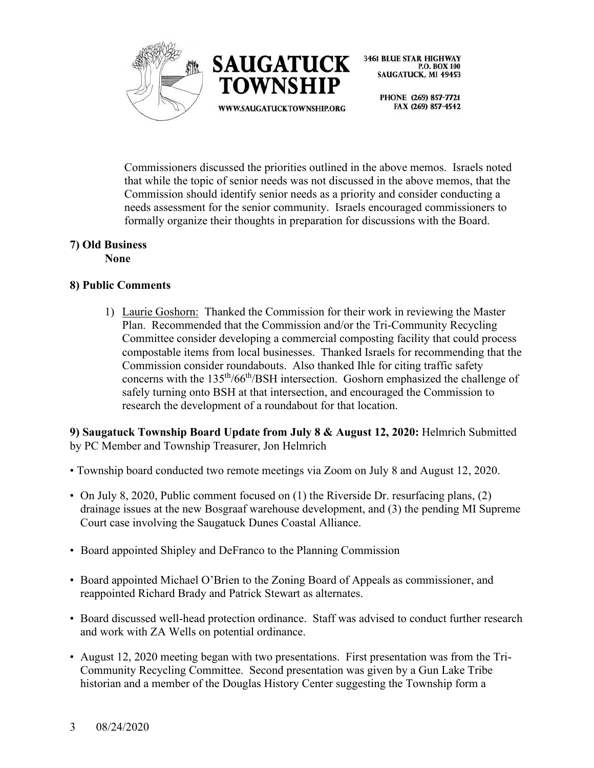Commissioners discussed the priorities outlined in the above memos. Israels noted that while the topic of senior needs was not discussed in the above memos, that the Commission should identify senior needs as a priority and consider conducting a needs assessment for the senior community. Israels encouraged commissioners to formally organize their thoughts in preparation for discussions with the Board.

**7) Old Business**

**None**

**8) Public Comments**

1) Laurie Goshorn: Thanked the Commission for their work in reviewing the Master Plan. Recommended that the Commission and/or the Tri-Community Recycling Committee consider developing a commercial composting facility that could process compostable items from local businesses. Thanked Israels for recommending that the Commission consider roundabouts. Also thanked Ihle for citing traffic safety concerns with the 135th/66th/BSH intersection. Goshorn emphasized the challenge of safely turning onto BSH at that intersection, and encouraged the Commission to research the development of a roundabout for that location.

**9) Saugatuck Township Board Update from July 8 & August 12, 2020:** Helmrich Submitted by PC Member and Township Treasurer, Jon Helmrich

- Township board conducted two remote meetings via Zoom on July 8 and August 12, 2020.
- On July 8, 2020, Public comment focused on (1) the Riverside Dr. resurfacing plans, (2) drainage issues at the new Bosgraaf warehouse development, and (3) the pending MI Supreme Court case involving the Saugatuck Dunes Coastal Alliance.
- Board appointed Shipley and DeFranco to the Planning Commission
- Board appointed Michael O'Brien to the Zoning Board of Appeals as commissioner, and reappointed Richard Brady and Patrick Stewart as alternates.
- Board discussed well-head protection ordinance. Staff was advised to conduct further research and work with ZA Wells on potential ordinance.
- August 12, 2020 meeting began with two presentations. First presentation was from the Tri-Community Recycling Committee. Second presentation was given by a Gun Lake Tribe historian and a member of the Douglas History Center suggesting the Township form a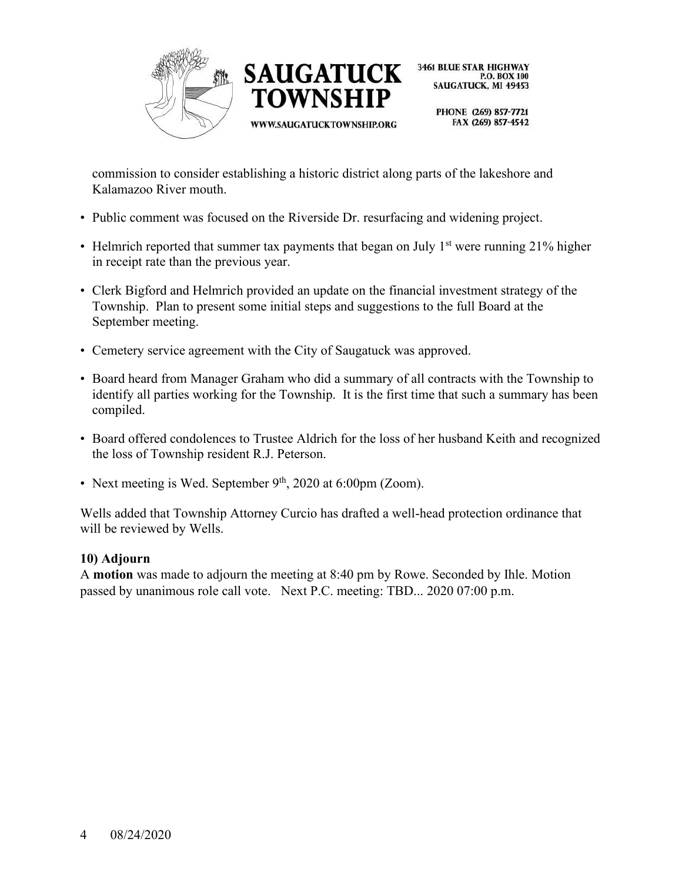commission to consider establishing a historic district along parts of the lakeshore and Kalamazoo River mouth.

- Public comment was focused on the Riverside Dr. resurfacing and widening project.
- Helmrich reported that summer tax payments that began on July 1st were running 21% higher in receipt rate than the previous year.
- Clerk Bigford and Helmrich provided an update on the financial investment strategy of the Township. Plan to present some initial steps and suggestions to the full Board at the September meeting.
- Cemetery service agreement with the City of Saugatuck was approved.
- Board heard from Manager Graham who did a summary of all contracts with the Township to identify all parties working for the Township. It is the first time that such a summary has been compiled.
- Board offered condolences to Trustee Aldrich for the loss of her husband Keith and recognized the loss of Township resident R.J. Peterson.
- Next meeting is Wed. September 9th, 2020 at 6:00pm (Zoom).

Wells added that Township Attorney Curcio has drafted a well-head protection ordinance that will be reviewed by Wells.

**10) Adjourn**

A **motion** was made to adjourn the meeting at 8:40 pm by Rowe. Seconded by Ihle. Motion passed by unanimous role call vote. Next P.C. meeting: TBD... 2020 07:00 p.m.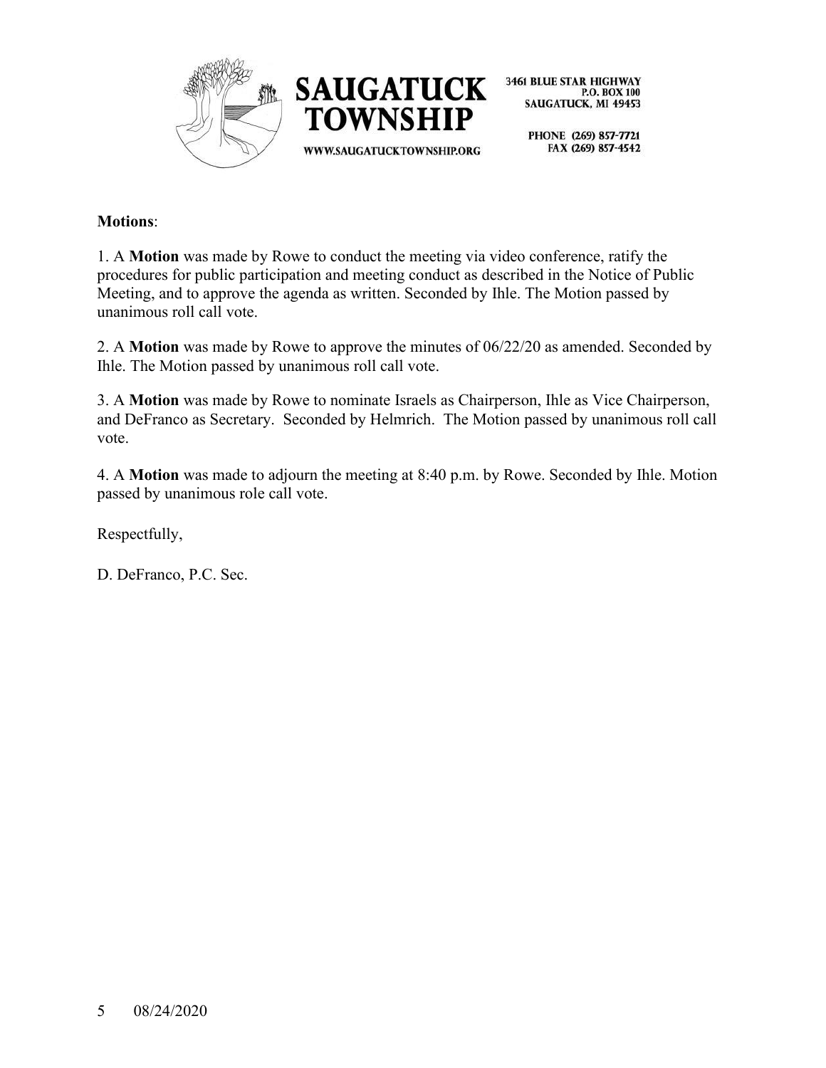**Motions**:

1. A **Motion** was made by Rowe to conduct the meeting via video conference, ratify the procedures for public participation and meeting conduct as described in the Notice of Public Meeting, and to approve the agenda as written. Seconded by Ihle. The Motion passed by unanimous roll call vote.

2. A **Motion** was made by Rowe to approve the minutes of 06/22/20 as amended. Seconded by Ihle. The Motion passed by unanimous roll call vote.

3. A **Motion** was made by Rowe to nominate Israels as Chairperson, Ihle as Vice Chairperson, and DeFranco as Secretary. Seconded by Helmrich. The Motion passed by unanimous roll call vote.

4. A **Motion** was made to adjourn the meeting at 8:40 p.m. by Rowe. Seconded by Ihle. Motion passed by unanimous role call vote.

Respectfully,

D. DeFranco, P.C. Sec.